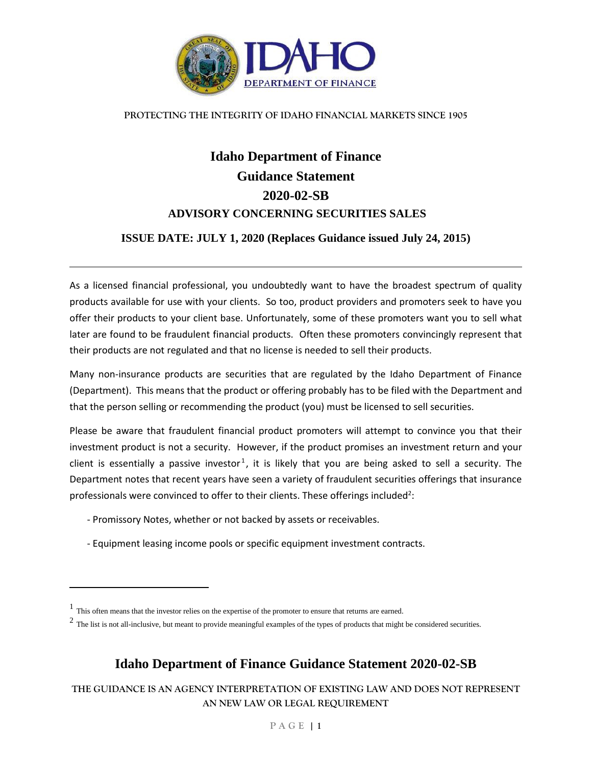PROTECTING THE INTEGRITY OF IDAHO FINANCIAL MARKETS SINCE 1905

# Idaho Department of Finance

# Guidance Statement

# 2020-02-SB

## ADVISORY CONCERNING SECURITIES SALES

### ISSUE DATE: JULY 1, 2020 (Replaces Guidance issued July 24, 2015)

---

As a licensed financial professional, you undoubtedly want to have the broadest spectrum of quality products available for use with your clients. So too, product providers and promoters seek to have you offer their products to your client base. Unfortunately, some of these promoters want you to sell what later are found to be fraudulent financial products. Often these promoters convincingly represent that their products are not regulated and that no license is needed to sell their products.

Many non-insurance products are securities that are regulated by the Idaho Department of Finance (Department). This means that the product or offering probably has to be filed with the Department and that the person selling or recommending the product (you) must be licensed to sell securities.

Please be aware that fraudulent financial product promoters will attempt to convince you that their investment product is not a security. However, if the product promises an investment return and your client is essentially a passive investor[1], it is likely that you are being asked to sell a security. The Department notes that recent years have seen a variety of fraudulent securities offerings that insurance professionals were convinced to offer to their clients. These offerings included[2]:

- Promissory Notes, whether or not backed by assets or receivables.

- Equipment leasing income pools or specific equipment investment contracts.

---

[1] This often means that the investor relies on the expertise of the promoter to ensure that returns are earned.

[2] The list is not all-inclusive, but meant to provide meaningful examples of the types of products that might be considered securities.

**Idaho Department of Finance Guidance Statement 2020-02-SB**

THE GUIDANCE IS AN AGENCY INTERPRETATION OF EXISTING LAW AND DOES NOT REPRESENT AN NEW LAW OR LEGAL REQUIREMENT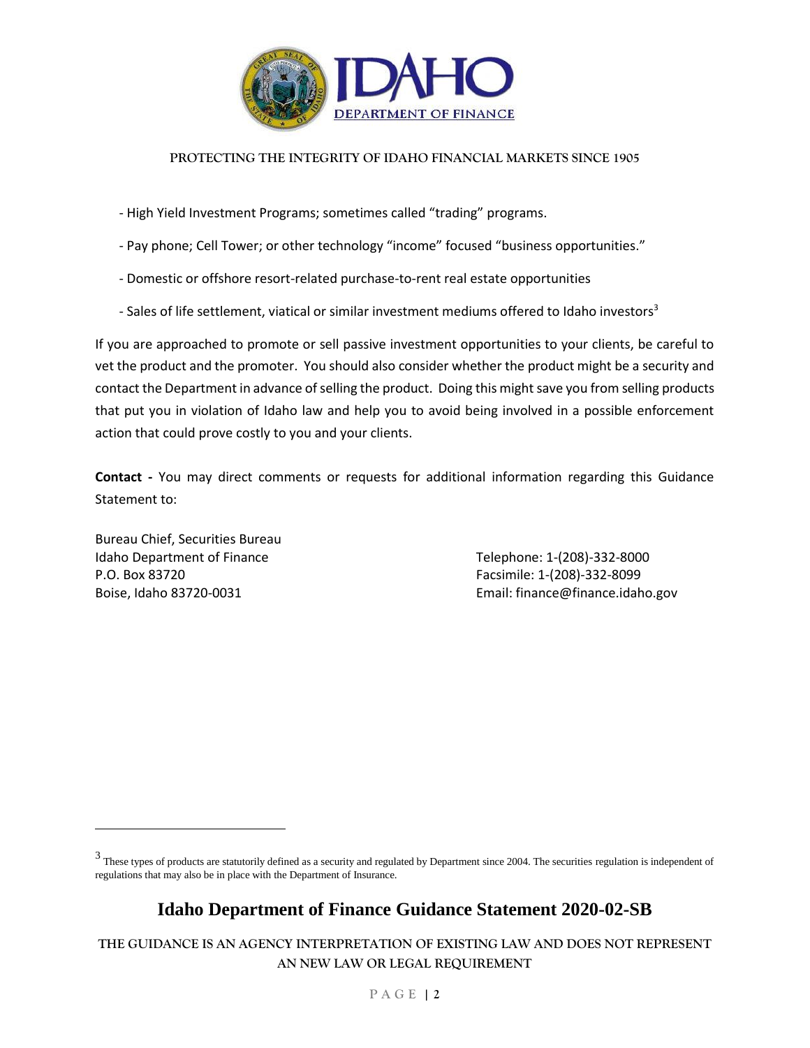- High Yield Investment Programs; sometimes called "trading" programs.

- Pay phone; Cell Tower; or other technology "income" focused "business opportunities."

- Domestic or offshore resort-related purchase-to-rent real estate opportunities

- Sales of life settlement, viatical or similar investment mediums offered to Idaho investors[3]

If you are approached to promote or sell passive investment opportunities to your clients, be careful to vet the product and the promoter. You should also consider whether the product might be a security and contact the Department in advance of selling the product. Doing this might save you from selling products that put you in violation of Idaho law and help you to avoid being involved in a possible enforcement action that could prove costly to you and your clients.

**Contact -** You may direct comments or requests for additional information regarding this Guidance Statement to:

Bureau Chief, Securities Bureau
Idaho Department of Finance
P.O. Box 83720
Boise, Idaho 83720-0031

Telephone: 1-(208)-332-8000
Facsimile: 1-(208)-332-8099
Email: finance@finance.idaho.gov

[3] These types of products are statutorily defined as a security and regulated by Department since 2004. The securities regulation is independent of regulations that may also be in place with the Department of Insurance.